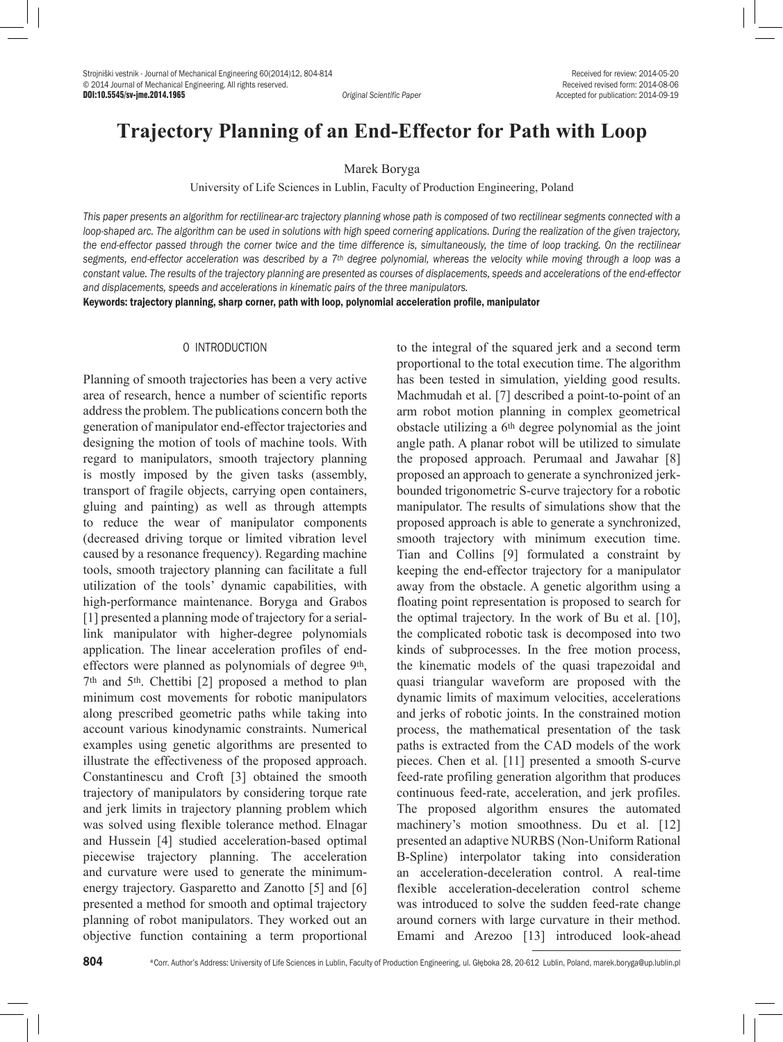Original Scientific Paper

Received for review: 2014-05-20
Received revised form: 2014-08-06
Accepted for publication: 2014-09-19

DOI:10.5545/sv-jme.2014.1965

# Trajectory Planning of an End-Effector for Path with Loop

Marek Boryga

University of Life Sciences in Lublin, Faculty of Production Engineering, Poland

*This paper presents an algorithm for rectilinear-arc trajectory planning whose path is composed of two rectilinear segments connected with a loop-shaped arc. The algorithm can be used in solutions with high speed cornering applications. During the realization of the given trajectory, the end-effector passed through the corner twice and the time difference is, simultaneously, the time of loop tracking. On the rectilinear segments, end-effector acceleration was described by a 7th degree polynomial, whereas the velocity while moving through a loop was a constant value. The results of the trajectory planning are presented as courses of displacements, speeds and accelerations of the end-effector and displacements, speeds and accelerations in kinematic pairs of the three manipulators.*

**Keywords: trajectory planning, sharp corner, path with loop, polynomial acceleration profile, manipulator**

## 0 INTRODUCTION

Planning of smooth trajectories has been a very active area of research, hence a number of scientific reports address the problem. The publications concern both the generation of manipulator end-effector trajectories and designing the motion of tools of machine tools. With regard to manipulators, smooth trajectory planning is mostly imposed by the given tasks (assembly, transport of fragile objects, carrying open containers, gluing and painting) as well as through attempts to reduce the wear of manipulator components (decreased driving torque or limited vibration level caused by a resonance frequency). Regarding machine tools, smooth trajectory planning can facilitate a full utilization of the tools' dynamic capabilities, with high-performance maintenance. Boryga and Grabos [1] presented a planning mode of trajectory for a serial-link manipulator with higher-degree polynomials application. The linear acceleration profiles of end-effectors were planned as polynomials of degree 9th, 7th and 5th. Chettibi [2] proposed a method to plan minimum cost movements for robotic manipulators along prescribed geometric paths while taking into account various kinodynamic constraints. Numerical examples using genetic algorithms are presented to illustrate the effectiveness of the proposed approach. Constantinescu and Croft [3] obtained the smooth trajectory of manipulators by considering torque rate and jerk limits in trajectory planning problem which was solved using flexible tolerance method. Elnagar and Hussein [4] studied acceleration-based optimal piecewise trajectory planning. The acceleration and curvature were used to generate the minimum-energy trajectory. Gasparetto and Zanotto [5] and [6] presented a method for smooth and optimal trajectory planning of robot manipulators. They worked out an objective function containing a term proportional to the integral of the squared jerk and a second term proportional to the total execution time. The algorithm has been tested in simulation, yielding good results. Machmudah et al. [7] described a point-to-point of an arm robot motion planning in complex geometrical obstacle utilizing a 6th degree polynomial as the joint angle path. A planar robot will be utilized to simulate the proposed approach. Perumaal and Jawahar [8] proposed an approach to generate a synchronized jerk-bounded trigonometric S-curve trajectory for a robotic manipulator. The results of simulations show that the proposed approach is able to generate a synchronized, smooth trajectory with minimum execution time. Tian and Collins [9] formulated a constraint by keeping the end-effector trajectory for a manipulator away from the obstacle. A genetic algorithm using a floating point representation is proposed to search for the optimal trajectory. In the work of Bu et al. [10], the complicated robotic task is decomposed into two kinds of subprocesses. In the free motion process, the kinematic models of the quasi trapezoidal and quasi triangular waveform are proposed with the dynamic limits of maximum velocities, accelerations and jerks of robotic joints. In the constrained motion process, the mathematical presentation of the task paths is extracted from the CAD models of the work pieces. Chen et al. [11] presented a smooth S-curve feed-rate profiling generation algorithm that produces continuous feed-rate, acceleration, and jerk profiles. The proposed algorithm ensures the automated machinery's motion smoothness. Du et al. [12] presented an adaptive NURBS (Non-Uniform Rational B-Spline) interpolator taking into consideration an acceleration-deceleration control. A real-time flexible acceleration-deceleration control scheme was introduced to solve the sudden feed-rate change around corners with large curvature in their method. Emami and Arezoo [13] introduced look-ahead

*Corr. Author's Address: University of Life Sciences in Lublin, Faculty of Production Engineering, ul. Głęboka 28, 20-612 Lublin, Poland, marek.boryga@up.lublin.pl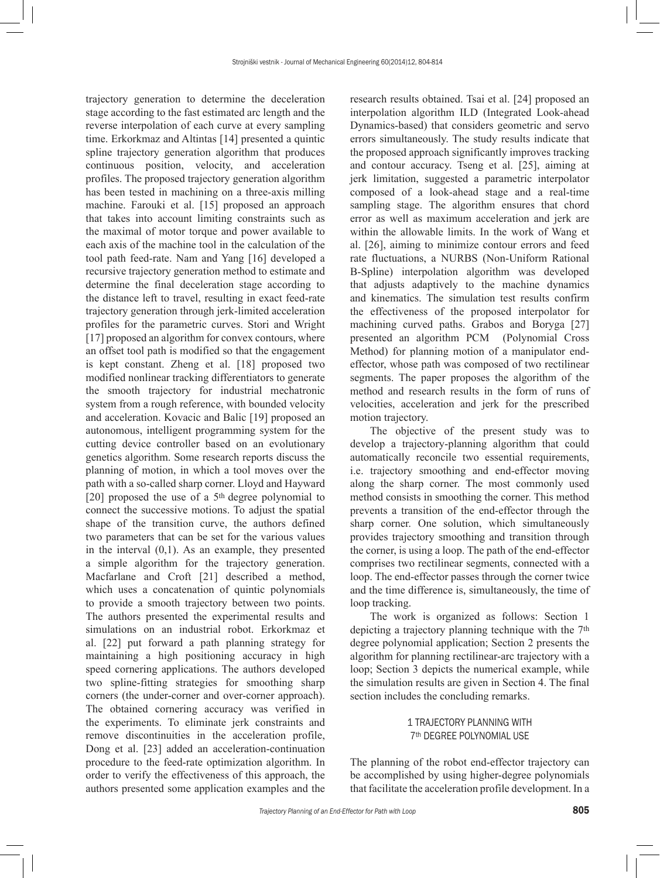trajectory generation to determine the deceleration stage according to the fast estimated arc length and the reverse interpolation of each curve at every sampling time. Erkorkmaz and Altintas [14] presented a quintic spline trajectory generation algorithm that produces continuous position, velocity, and acceleration profiles. The proposed trajectory generation algorithm has been tested in machining on a three-axis milling machine. Farouki et al. [15] proposed an approach that takes into account limiting constraints such as the maximal of motor torque and power available to each axis of the machine tool in the calculation of the tool path feed-rate. Nam and Yang [16] developed a recursive trajectory generation method to estimate and determine the final deceleration stage according to the distance left to travel, resulting in exact feed-rate trajectory generation through jerk-limited acceleration profiles for the parametric curves. Stori and Wright [17] proposed an algorithm for convex contours, where an offset tool path is modified so that the engagement is kept constant. Zheng et al. [18] proposed two modified nonlinear tracking differentiators to generate the smooth trajectory for industrial mechatronic system from a rough reference, with bounded velocity and acceleration. Kovacic and Balic [19] proposed an autonomous, intelligent programming system for the cutting device controller based on an evolutionary genetics algorithm. Some research reports discuss the planning of motion, in which a tool moves over the path with a so-called sharp corner. Lloyd and Hayward [20] proposed the use of a 5th degree polynomial to connect the successive motions. To adjust the spatial shape of the transition curve, the authors defined two parameters that can be set for the various values in the interval (0,1). As an example, they presented a simple algorithm for the trajectory generation. Macfarlane and Croft [21] described a method, which uses a concatenation of quintic polynomials to provide a smooth trajectory between two points. The authors presented the experimental results and simulations on an industrial robot. Erkorkmaz et al. [22] put forward a path planning strategy for maintaining a high positioning accuracy in high speed cornering applications. The authors developed two spline-fitting strategies for smoothing sharp corners (the under-corner and over-corner approach). The obtained cornering accuracy was verified in the experiments. To eliminate jerk constraints and remove discontinuities in the acceleration profile, Dong et al. [23] added an acceleration-continuation procedure to the feed-rate optimization algorithm. In order to verify the effectiveness of this approach, the authors presented some application examples and the research results obtained. Tsai et al. [24] proposed an interpolation algorithm ILD (Integrated Look-ahead Dynamics-based) that considers geometric and servo errors simultaneously. The study results indicate that the proposed approach significantly improves tracking and contour accuracy. Tseng et al. [25], aiming at jerk limitation, suggested a parametric interpolator composed of a look-ahead stage and a real-time sampling stage. The algorithm ensures that chord error as well as maximum acceleration and jerk are within the allowable limits. In the work of Wang et al. [26], aiming to minimize contour errors and feed rate fluctuations, a NURBS (Non-Uniform Rational B-Spline) interpolation algorithm was developed that adjusts adaptively to the machine dynamics and kinematics. The simulation test results confirm the effectiveness of the proposed interpolator for machining curved paths. Grabos and Boryga [27] presented an algorithm PCM (Polynomial Cross Method) for planning motion of a manipulator end-effector, whose path was composed of two rectilinear segments. The paper proposes the algorithm of the method and research results in the form of runs of velocities, acceleration and jerk for the prescribed motion trajectory.

The objective of the present study was to develop a trajectory-planning algorithm that could automatically reconcile two essential requirements, i.e. trajectory smoothing and end-effector moving along the sharp corner. The most commonly used method consists in smoothing the corner. This method prevents a transition of the end-effector through the sharp corner. One solution, which simultaneously provides trajectory smoothing and transition through the corner, is using a loop. The path of the end-effector comprises two rectilinear segments, connected with a loop. The end-effector passes through the corner twice and the time difference is, simultaneously, the time of loop tracking.

The work is organized as follows: Section 1 depicting a trajectory planning technique with the 7th degree polynomial application; Section 2 presents the algorithm for planning rectilinear-arc trajectory with a loop; Section 3 depicts the numerical example, while the simulation results are given in Section 4. The final section includes the concluding remarks.

## 1 TRAJECTORY PLANNING WITH 7th DEGREE POLYNOMIAL USE

The planning of the robot end-effector trajectory can be accomplished by using higher-degree polynomials that facilitate the acceleration profile development. In a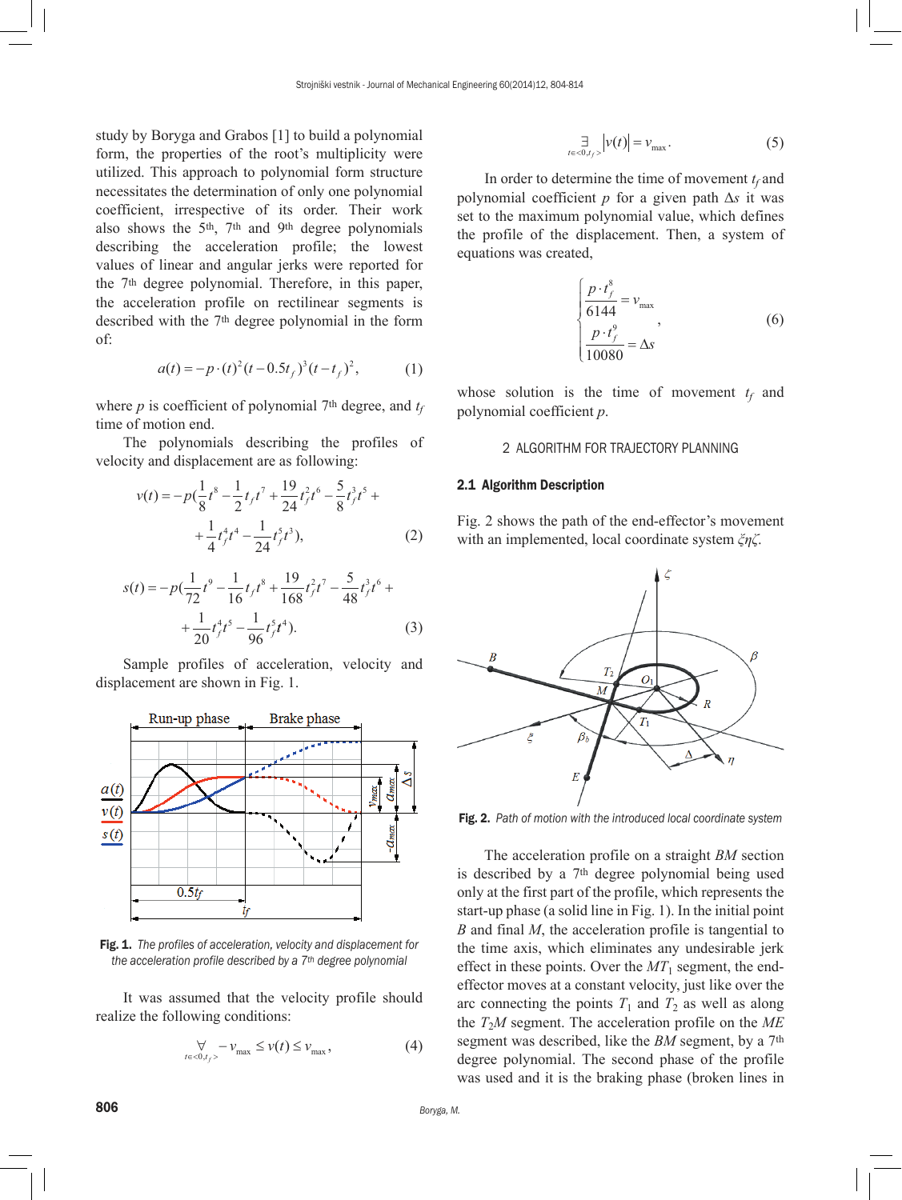study by Boryga and Grabos [1] to build a polynomial form, the properties of the root's multiplicity were utilized. This approach to polynomial form structure necessitates the determination of only one polynomial coefficient, irrespective of its order. Their work also shows the 5th, 7th and 9th degree polynomials describing the acceleration profile; the lowest values of linear and angular jerks were reported for the 7th degree polynomial. Therefore, in this paper, the acceleration profile on rectilinear segments is described with the 7th degree polynomial in the form of:

$$a(t) = -p \cdot (t)^2 (t - 0.5t_f)^3 (t - t_f)^2, \tag{1}$$

where $p$ is coefficient of polynomial 7th degree, and $t_f$ time of motion end.

The polynomials describing the profiles of velocity and displacement are as following:

$$v(t) = -p\left(\frac{1}{8}t^8 - \frac{1}{2}t_f t^7 + \frac{19}{24}t_f^2 t^6 - \frac{5}{8}t_f^3 t^5 + \right. \\ \left. + \frac{1}{4}t_f^4 t^4 - \frac{1}{24}t_f^5 t^3\right), \tag{2}$$

$$s(t) = -p\left(\frac{1}{72}t^9 - \frac{1}{16}t_f t^8 + \frac{19}{168}t_f^2 t^7 - \frac{5}{48}t_f^3 t^6 + \right. \\ \left. + \frac{1}{20}t_f^4 t^5 - \frac{1}{96}t_f^5 t^4\right). \tag{3}$$

Sample profiles of acceleration, velocity and displacement are shown in Fig. 1.

**Fig. 1.** *The profiles of acceleration, velocity and displacement for the acceleration profile described by a 7th degree polynomial*

It was assumed that the velocity profile should realize the following conditions:

$$\underset{t \in <0, t_f>}{\forall} -v_{\max} \le v(t) \le v_{\max}, \tag{4}$$

$$\underset{t \in <0, t_f>}{\exists} |v(t)| = v_{\max}. \tag{5}$$

In order to determine the time of movement $t_f$ and polynomial coefficient $p$ for a given path $\Delta s$ it was set to the maximum polynomial value, which defines the profile of the displacement. Then, a system of equations was created,

$$\begin{cases} \dfrac{p \cdot t_f^8}{6144} = v_{\max} \\ \dfrac{p \cdot t_f^9}{10080} = \Delta s \end{cases}, \tag{6}$$

whose solution is the time of movement $t_f$ and polynomial coefficient $p$.

## 2 ALGORITHM FOR TRAJECTORY PLANNING

### 2.1 Algorithm Description

Fig. 2 shows the path of the end-effector's movement with an implemented, local coordinate system $\xi\eta\zeta$.

**Fig. 2.** *Path of motion with the introduced local coordinate system*

The acceleration profile on a straight $BM$ section is described by a 7th degree polynomial being used only at the first part of the profile, which represents the start-up phase (a solid line in Fig. 1). In the initial point $B$ and final $M$, the acceleration profile is tangential to the time axis, which eliminates any undesirable jerk effect in these points. Over the $MT_1$ segment, the end-effector moves at a constant velocity, just like over the arc connecting the points $T_1$ and $T_2$ as well as along the $T_2M$ segment. The acceleration profile on the $ME$ segment was described, like the $BM$ segment, by a 7th degree polynomial. The second phase of the profile was used and it is the braking phase (broken lines in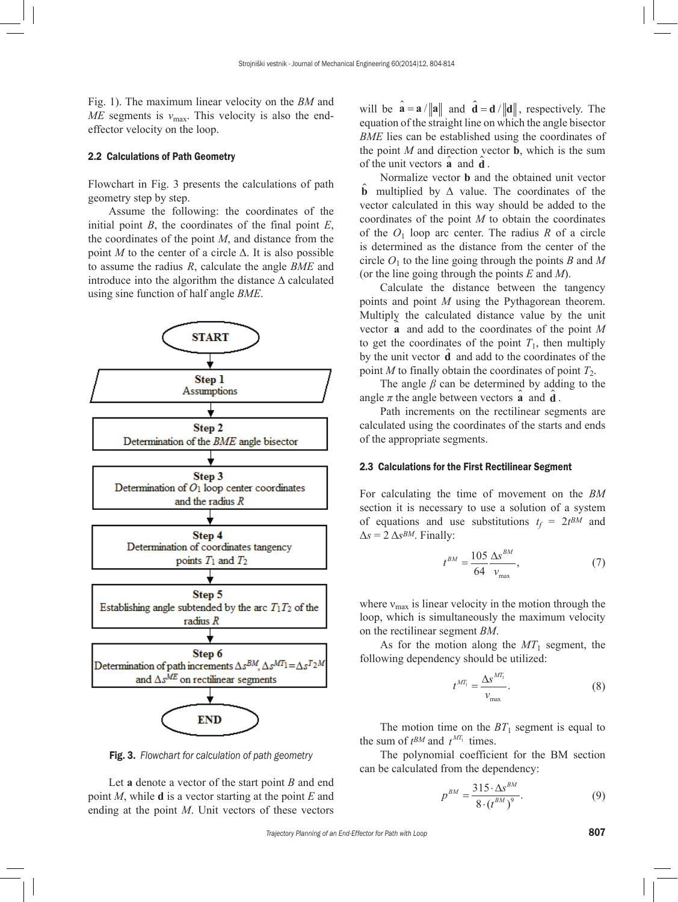Fig. 1). The maximum linear velocity on the *BM* and *ME* segments is $v_{\max}$. This velocity is also the end-effector velocity on the loop.

### 2.2 Calculations of Path Geometry

Flowchart in Fig. 3 presents the calculations of path geometry step by step.

Assume the following: the coordinates of the initial point *B*, the coordinates of the final point *E*, the coordinates of the point *M*, and distance from the point *M* to the center of a circle Δ. It is also possible to assume the radius *R*, calculate the angle *BME* and introduce into the algorithm the distance Δ calculated using sine function of half angle *BME*.

START

Step 1
Assumptions

Step 2
Determination of the *BME* angle bisector

Step 3
Determination of $O_1$ loop center coordinates and the radius *R*

Step 4
Determination of coordinates tangency points $T_1$ and $T_2$

Step 5
Establishing angle subtended by the arc $T_1T_2$ of the radius *R*

Step 6
Determination of path increments $\Delta s^{BM}$, $\Delta s^{MT_1} = \Delta s^{T_2M}$ and $\Delta s^{ME}$ on rectilinear segments

END

**Fig. 3.** *Flowchart for calculation of path geometry*

Let **a** denote a vector of the start point *B* and end point *M*, while **d** is a vector starting at the point *E* and ending at the point *M*. Unit vectors of these vectors will be $\hat{\mathbf{a}} = \mathbf{a} / \|\mathbf{a}\|$ and $\hat{\mathbf{d}} = \mathbf{d} / \|\mathbf{d}\|$, respectively. The equation of the straight line on which the angle bisector *BME* lies can be established using the coordinates of the point *M* and direction vector **b**, which is the sum of the unit vectors $\hat{\mathbf{a}}$ and $\hat{\mathbf{d}}$.

Normalize vector **b** and the obtained unit vector $\hat{\mathbf{b}}$ multiplied by Δ value. The coordinates of the vector calculated in this way should be added to the coordinates of the point *M* to obtain the coordinates of the $O_1$ loop arc center. The radius *R* of a circle is determined as the distance from the center of the circle $O_1$ to the line going through the points *B* and *M* (or the line going through the points *E* and *M*).

Calculate the distance between the tangency points and point *M* using the Pythagorean theorem. Multiply the calculated distance value by the unit vector $\hat{\mathbf{a}}$ and add to the coordinates of the point *M* to get the coordinates of the point $T_1$, then multiply by the unit vector $\hat{\mathbf{d}}$ and add to the coordinates of the point *M* to finally obtain the coordinates of point $T_2$.

The angle *β* can be determined by adding to the angle *π* the angle between vectors $\hat{\mathbf{a}}$ and $\hat{\mathbf{d}}$.

Path increments on the rectilinear segments are calculated using the coordinates of the starts and ends of the appropriate segments.

### 2.3 Calculations for the First Rectilinear Segment

For calculating the time of movement on the *BM* section it is necessary to use a solution of a system of equations and use substitutions $t_f = 2t^{BM}$ and $\Delta s = 2\,\Delta s^{BM}$. Finally:

$$t^{BM} = \frac{105}{64}\frac{\Delta s^{BM}}{v_{\max}}, \tag{7}$$

where $v_{\max}$ is linear velocity in the motion through the loop, which is simultaneously the maximum velocity on the rectilinear segment *BM*.

As for the motion along the $MT_1$ segment, the following dependency should be utilized:

$$t^{MT_1} = \frac{\Delta s^{MT_1}}{v_{\max}}. \tag{8}$$

The motion time on the $BT_1$ segment is equal to the sum of $t^{BM}$ and $t^{MT_1}$ times.

The polynomial coefficient for the BM section can be calculated from the dependency:

$$p^{BM} = \frac{315 \cdot \Delta s^{BM}}{8 \cdot (t^{BM})^9}. \tag{9}$$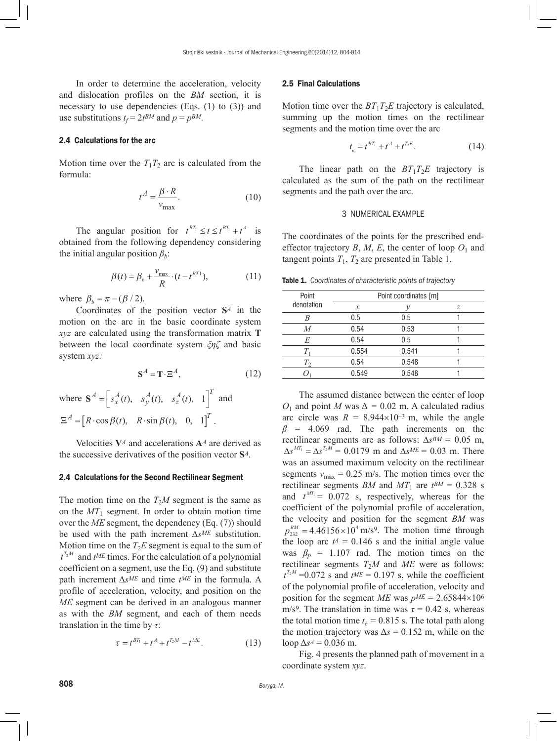In order to determine the acceleration, velocity and dislocation profiles on the *BM* section, it is necessary to use dependencies (Eqs. (1) to (3)) and use substitutions $t_f = 2t^{BM}$ and $p = p^{BM}$.

### 2.4 Calculations for the arc

Motion time over the $T_1T_2$ arc is calculated from the formula:

$$t^A = \frac{\beta \cdot R}{v_{\max}}. \tag{10}$$

The angular position for $t^{BT_1} \le t \le t^{BT_1} + t^A$ is obtained from the following dependency considering the initial angular position $\beta_b$:

$$\beta(t) = \beta_b + \frac{v_{\max}}{R} \cdot (t - t^{BT1}), \tag{11}$$

where $\beta_b = \pi - (\beta / 2)$.

Coordinates of the position vector $\mathbf{S}^A$ in the motion on the arc in the basic coordinate system *xyz* are calculated using the transformation matrix $\mathbf{T}$ between the local coordinate system $\xi\eta\zeta$ and basic system *xyz:*

$$\mathbf{S}^A = \mathbf{T} \cdot \Xi^A, \tag{12}$$

where $\mathbf{S}^A = \left[ s_x^A(t), \quad s_y^A(t), \quad s_z^A(t), \quad 1 \right]^T$ and $\Xi^A = \left[ R \cdot \cos\beta(t), \quad R \cdot \sin\beta(t), \quad 0, \quad 1 \right]^T$.

Velocities $\mathbf{V}^A$ and accelerations $\mathbf{A}^A$ are derived as the successive derivatives of the position vector $\mathbf{S}^A$.

### 2.4 Calculations for the Second Rectilinear Segment

The motion time on the $T_2M$ segment is the same as on the $MT_1$ segment. In order to obtain motion time over the *ME* segment, the dependency (Eq. (7)) should be used with the path increment $\Delta s^{ME}$ substitution. Motion time on the $T_2E$ segment is equal to the sum of $t^{T_2M}$ and $t^{ME}$ times. For the calculation of a polynomial coefficient on a segment, use the Eq. (9) and substitute path increment $\Delta s^{ME}$ and time $t^{ME}$ in the formula. A profile of acceleration, velocity, and position on the *ME* segment can be derived in an analogous manner as with the *BM* segment, and each of them needs translation in the time by $\tau$:

$$\tau = t^{BT_1} + t^A + t^{T_2M} - t^{ME}. \tag{13}$$

### 2.5 Final Calculations

Motion time over the $BT_1T_2E$ trajectory is calculated, summing up the motion times on the rectilinear segments and the motion time over the arc

$$t_e = t^{BT_1} + t^A + t^{T_2E}. \tag{14}$$

The linear path on the $BT_1T_2E$ trajectory is calculated as the sum of the path on the rectilinear segments and the path over the arc.

## 3 NUMERICAL EXAMPLE

The coordinates of the points for the prescribed end-effector trajectory *B*, *M*, *E*, the center of loop $O_1$ and tangent points $T_1$, $T_2$ are presented in Table 1.

**Table 1.** *Coordinates of characteristic points of trajectory*

| Point denotation | Point coordinates [m] | | |
|---|---|---|---|
| | *x* | *y* | *z* |
| *B* | 0.5 | 0.5 | 1 |
| *M* | 0.54 | 0.53 | 1 |
| *E* | 0.54 | 0.5 | 1 |
| $T_1$ | 0.554 | 0.541 | 1 |
| $T_2$ | 0.54 | 0.548 | 1 |
| $O_1$ | 0.549 | 0.548 | 1 |

The assumed distance between the center of loop $O_1$ and point *M* was $\Delta$ = 0.02 m. A calculated radius arc circle was $R$ = 8.944×10$^{-3}$ m, while the angle $\beta$ = 4.069 rad. The path increments on the rectilinear segments are as follows: $\Delta s^{BM}$ = 0.05 m, $\Delta s^{MT_1} = \Delta s^{T_2M}$ = 0.0179 m and $\Delta s^{ME}$ = 0.03 m. There was an assumed maximum velocity on the rectilinear segments $v_{\max}$ = 0.25 m/s. The motion times over the rectilinear segments *BM* and $MT_1$ are $t^{BM}$ = 0.328 s and $t^{MT_1}$ = 0.072 s, respectively, whereas for the coefficient of the polynomial profile of acceleration, the velocity and position for the segment *BM* was $p_{232}^{BM} = 4.46156 \times 10^4$ m/s$^9$. The motion time through the loop arc $t^A$ = 0.146 s and the initial angle value was $\beta_p$ = 1.107 rad. The motion times on the rectilinear segments $T_2M$ and *ME* were as follows: $t^{T_2M}$ =0.072 s and $t^{ME}$ = 0.197 s, while the coefficient of the polynomial profile of acceleration, velocity and position for the segment *ME* was $p^{ME}$ = 2.65844×10$^6$ m/s$^9$. The translation in time was $\tau$ = 0.42 s, whereas the total motion time $t_e$ = 0.815 s. The total path along the motion trajectory was $\Delta s$ = 0.152 m, while on the loop $\Delta s^A$ = 0.036 m.

Fig. 4 presents the planned path of movement in a coordinate system *xyz*.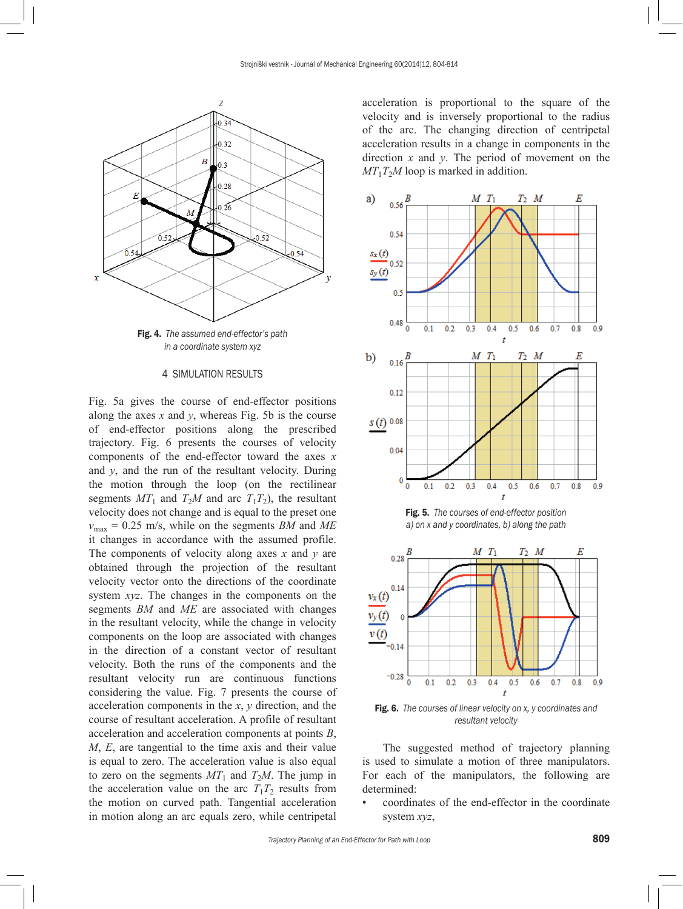Fig. 4. *The assumed end-effector's path in a coordinate system xyz*

## 4 SIMULATION RESULTS

Fig. 5a gives the course of end-effector positions along the axes $x$ and $y$, whereas Fig. 5b is the course of end-effector positions along the prescribed trajectory. Fig. 6 presents the courses of velocity components of the end-effector toward the axes $x$ and $y$, and the run of the resultant velocity. During the motion through the loop (on the rectilinear segments $MT_1$ and $T_2M$ and arc $T_1T_2$), the resultant velocity does not change and is equal to the preset one $v_{max}$ = 0.25 m/s, while on the segments $BM$ and $ME$ it changes in accordance with the assumed profile. The components of velocity along axes $x$ and $y$ are obtained through the projection of the resultant velocity vector onto the directions of the coordinate system $xyz$. The changes in the components on the segments $BM$ and $ME$ are associated with changes in the resultant velocity, while the change in velocity components on the loop are associated with changes in the direction of a constant vector of resultant velocity. Both the runs of the components and the resultant velocity run are continuous functions considering the value. Fig. 7 presents the course of acceleration components in the $x$, $y$ direction, and the course of resultant acceleration. A profile of resultant acceleration and acceleration components at points $B$, $M$, $E$, are tangential to the time axis and their value is equal to zero. The acceleration value is also equal to zero on the segments $MT_1$ and $T_2M$. The jump in the acceleration value on the arc $T_1T_2$ results from the motion on curved path. Tangential acceleration in motion along an arc equals zero, while centripetal acceleration is proportional to the square of the velocity and is inversely proportional to the radius of the arc. The changing direction of centripetal acceleration results in a change in components in the direction $x$ and $y$. The period of movement on the $MT_1T_2M$ loop is marked in addition.

Fig. 5. *The courses of end-effector position a) on x and y coordinates, b) along the path*

Fig. 6. *The courses of linear velocity on x, y coordinates and resultant velocity*

The suggested method of trajectory planning is used to simulate a motion of three manipulators. For each of the manipulators, the following are determined:

- coordinates of the end-effector in the coordinate system $xyz$,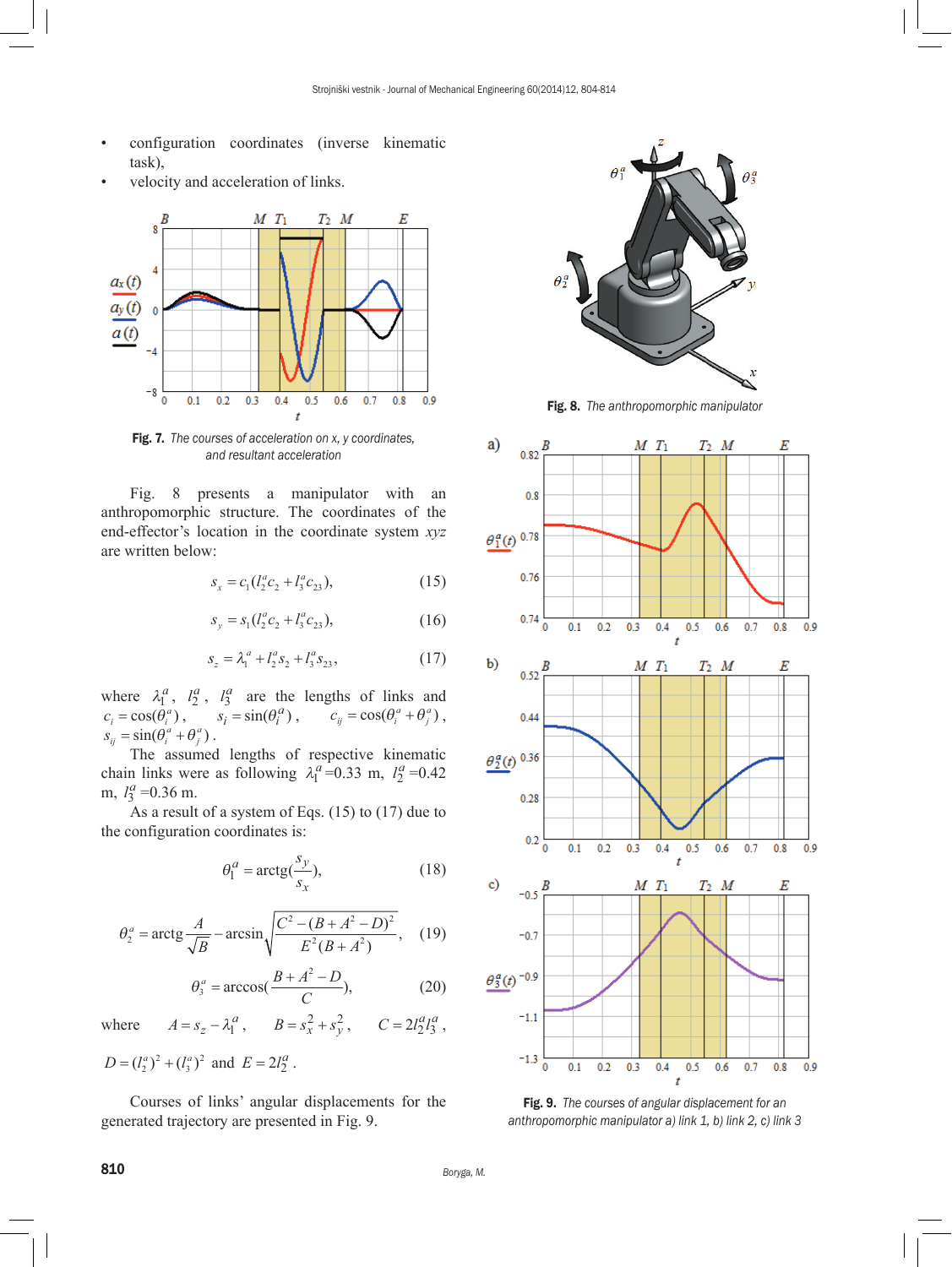- configuration coordinates (inverse kinematic task),
- velocity and acceleration of links.

Fig. 7. *The courses of acceleration on x, y coordinates, and resultant acceleration*

Fig. 8 presents a manipulator with an anthropomorphic structure. The coordinates of the end-effector's location in the coordinate system *xyz* are written below:

$$s_x = c_1(l_2^a c_2 + l_3^a c_{23}), \tag{15}$$

$$s_y = s_1(l_2^a c_2 + l_3^a c_{23}), \tag{16}$$

$$s_z = \lambda_1^a + l_2^a s_2 + l_3^a s_{23}, \tag{17}$$

where $\lambda_1^a$, $l_2^a$, $l_3^a$ are the lengths of links and $c_i = \cos(\theta_i^a)$, $s_i = \sin(\theta_i^a)$, $c_{ij} = \cos(\theta_i^a + \theta_j^a)$, $s_{ij} = \sin(\theta_i^a + \theta_j^a)$.

The assumed lengths of respective kinematic chain links were as following $\lambda_1^a$=0.33 m, $l_2^a$=0.42 m, $l_3^a$=0.36 m.

As a result of a system of Eqs. (15) to (17) due to the configuration coordinates is:

$$\theta_1^a = \mathrm{arctg}\left(\frac{s_y}{s_x}\right), \tag{18}$$

$$\theta_2^a = \mathrm{arctg}\frac{A}{\sqrt{B}} - \arcsin\sqrt{\frac{C^2 - (B + A^2 - D)^2}{E^2(B + A^2)}}, \tag{19}$$

$$\theta_3^a = \arccos\left(\frac{B + A^2 - D}{C}\right), \tag{20}$$

where $A = s_z - \lambda_1^a$, $B = s_x^2 + s_y^2$, $C = 2l_2^a l_3^a$, $D = (l_2^a)^2 + (l_3^a)^2$ and $E = 2l_2^a$.

Courses of links' angular displacements for the generated trajectory are presented in Fig. 9.

Fig. 8. *The anthropomorphic manipulator*

Fig. 9. *The courses of angular displacement for an anthropomorphic manipulator a) link 1, b) link 2, c) link 3*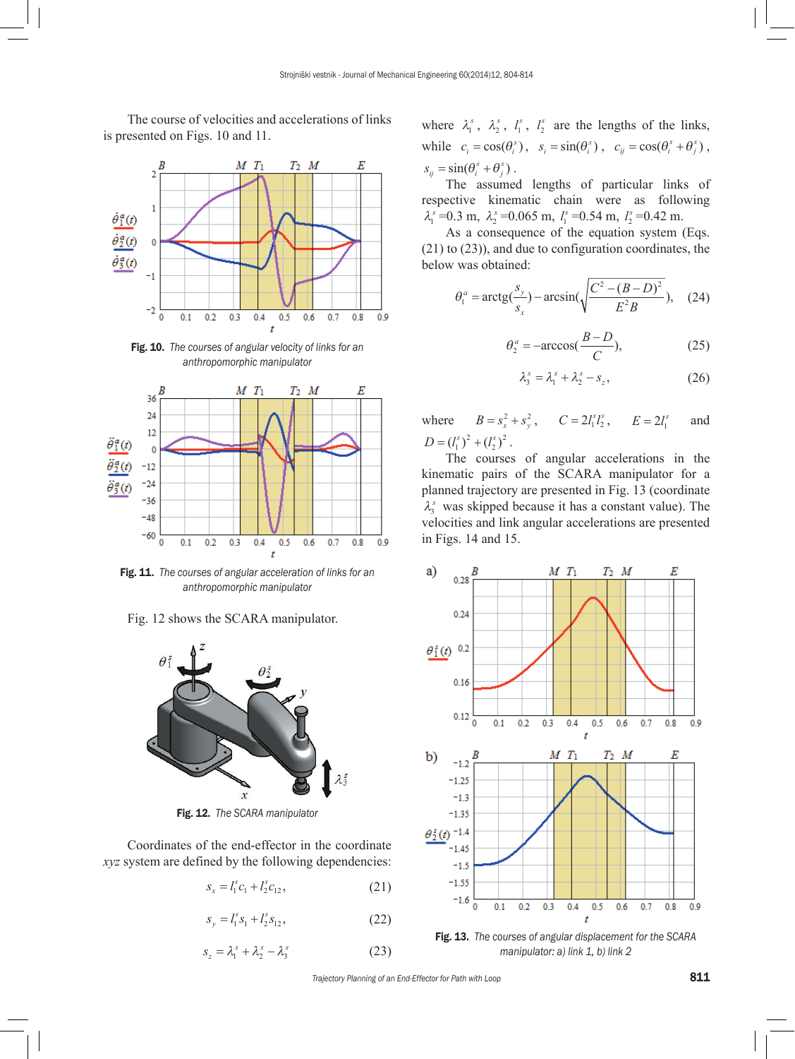The course of velocities and accelerations of links is presented on Figs. 10 and 11.

**Fig. 10.** *The courses of angular velocity of links for an anthropomorphic manipulator*

**Fig. 11.** *The courses of angular acceleration of links for an anthropomorphic manipulator*

Fig. 12 shows the SCARA manipulator.

**Fig. 12.** *The SCARA manipulator*

Coordinates of the end-effector in the coordinate *xyz* system are defined by the following dependencies:

$$s_x = l_1^s c_1 + l_2^s c_{12}, \tag{21}$$

$$s_y = l_1^s s_1 + l_2^s s_{12}, \tag{22}$$

$$s_z = \lambda_1^s + \lambda_2^s - \lambda_3^s \tag{23}$$

where $\lambda_1^s$, $\lambda_2^s$, $l_1^s$, $l_2^s$ are the lengths of the links, while $c_i = \cos(\theta_i^s)$, $s_i = \sin(\theta_i^s)$, $c_{ij} = \cos(\theta_i^s + \theta_j^s)$, $s_{ij} = \sin(\theta_i^s + \theta_j^s)$.

The assumed lengths of particular links of respective kinematic chain were as following $\lambda_1^s$ =0.3 m, $\lambda_2^s$ =0.065 m, $l_1^s$ =0.54 m, $l_2^s$ =0.42 m.

As a consequence of the equation system (Eqs. (21) to (23)), and due to configuration coordinates, the below was obtained:

$$\theta_1^a = \operatorname{arctg}\left(\frac{s_y}{s_x}\right) - \arcsin\left(\sqrt{\frac{C^2 - (B-D)^2}{E^2 B}}\right), \tag{24}$$

$$\theta_2^a = -\arccos\left(\frac{B-D}{C}\right), \tag{25}$$

$$\lambda_3^s = \lambda_1^s + \lambda_2^s - s_z, \tag{26}$$

where $B = s_x^2 + s_y^2$, $C = 2 l_1^s l_2^s$, $E = 2 l_1^s$ and $D = (l_1^s)^2 + (l_2^s)^2$.

The courses of angular accelerations in the kinematic pairs of the SCARA manipulator for a planned trajectory are presented in Fig. 13 (coordinate $\lambda_3^s$ was skipped because it has a constant value). The velocities and link angular accelerations are presented in Figs. 14 and 15.

**Fig. 13.** *The courses of angular displacement for the SCARA manipulator: a) link 1, b) link 2*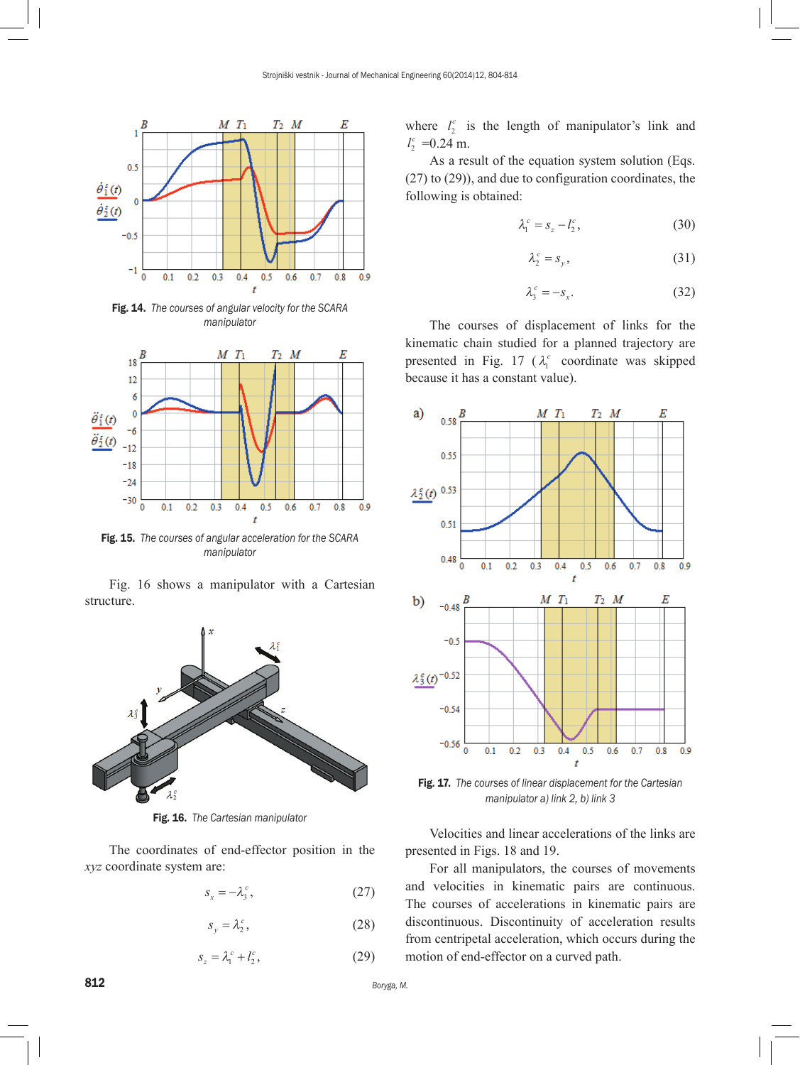Fig. 14. *The courses of angular velocity for the SCARA manipulator*

Fig. 15. *The courses of angular acceleration for the SCARA manipulator*

Fig. 16 shows a manipulator with a Cartesian structure.

Fig. 16. *The Cartesian manipulator*

The coordinates of end-effector position in the *xyz* coordinate system are:

$$s_x = -\lambda_3^c, \tag{27}$$

$$s_y = \lambda_2^c, \tag{28}$$

$$s_z = \lambda_1^c + l_2^c, \tag{29}$$

where $l_2^c$ is the length of manipulator's link and $l_2^c$ =0.24 m.

As a result of the equation system solution (Eqs. (27) to (29)), and due to configuration coordinates, the following is obtained:

$$\lambda_1^c = s_z - l_2^c, \tag{30}$$

$$\lambda_2^c = s_y, \tag{31}$$

$$\lambda_3^c = -s_x. \tag{32}$$

The courses of displacement of links for the kinematic chain studied for a planned trajectory are presented in Fig. 17 ($\lambda_1^c$ coordinate was skipped because it has a constant value).

Fig. 17. *The courses of linear displacement for the Cartesian manipulator a) link 2, b) link 3*

Velocities and linear accelerations of the links are presented in Figs. 18 and 19.

For all manipulators, the courses of movements and velocities in kinematic pairs are continuous. The courses of accelerations in kinematic pairs are discontinuous. Discontinuity of acceleration results from centripetal acceleration, which occurs during the motion of end-effector on a curved path.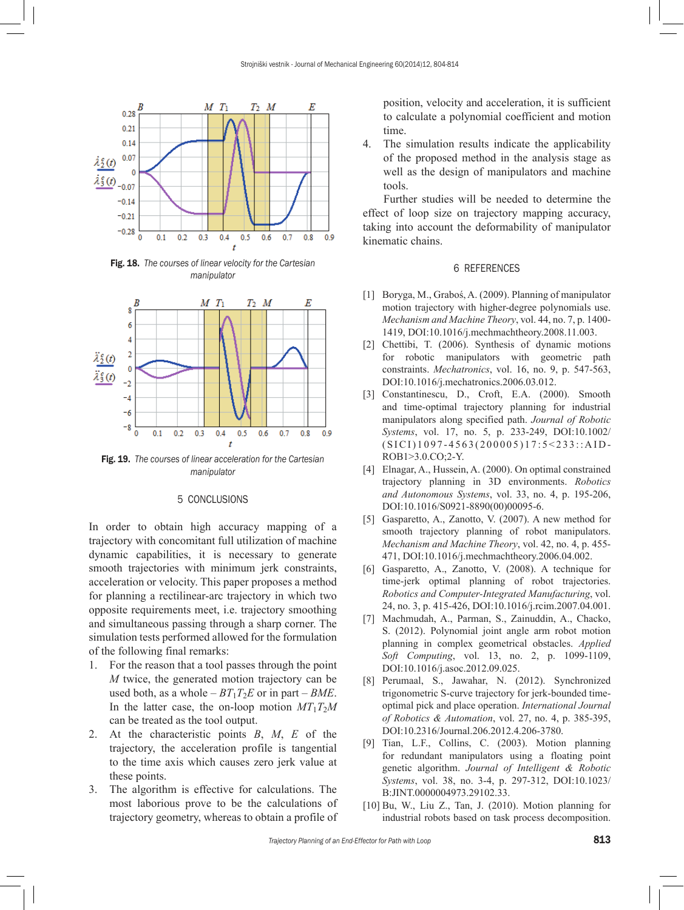Fig. 18. *The courses of linear velocity for the Cartesian manipulator*

Fig. 19. *The courses of linear acceleration for the Cartesian manipulator*

## 5 CONCLUSIONS

In order to obtain high accuracy mapping of a trajectory with concomitant full utilization of machine dynamic capabilities, it is necessary to generate smooth trajectories with minimum jerk constraints, acceleration or velocity. This paper proposes a method for planning a rectilinear-arc trajectory in which two opposite requirements meet, i.e. trajectory smoothing and simultaneous passing through a sharp corner. The simulation tests performed allowed for the formulation of the following final remarks:

1. For the reason that a tool passes through the point $M$ twice, the generated motion trajectory can be used both, as a whole – $BT_1T_2E$ or in part – $BME$. In the latter case, the on-loop motion $MT_1T_2M$ can be treated as the tool output.
2. At the characteristic points $B$, $M$, $E$ of the trajectory, the acceleration profile is tangential to the time axis which causes zero jerk value at these points.
3. The algorithm is effective for calculations. The most laborious prove to be the calculations of trajectory geometry, whereas to obtain a profile of position, velocity and acceleration, it is sufficient to calculate a polynomial coefficient and motion time.
4. The simulation results indicate the applicability of the proposed method in the analysis stage as well as the design of manipulators and machine tools.

Further studies will be needed to determine the effect of loop size on trajectory mapping accuracy, taking into account the deformability of manipulator kinematic chains.

## 6 REFERENCES

[1] Boryga, M., Graboś, A. (2009). Planning of manipulator motion trajectory with higher-degree polynomials use. *Mechanism and Machine Theory*, vol. 44, no. 7, p. 1400-1419, DOI:10.1016/j.mechmachtheory.2008.11.003.

[2] Chettibi, T. (2006). Synthesis of dynamic motions for robotic manipulators with geometric path constraints. *Mechatronics*, vol. 16, no. 9, p. 547-563, DOI:10.1016/j.mechatronics.2006.03.012.

[3] Constantinescu, D., Croft, E.A. (2000). Smooth and time-optimal trajectory planning for industrial manipulators along specified path. *Journal of Robotic Systems*, vol. 17, no. 5, p. 233-249, DOI:10.1002/(SICI)1097-4563(200005)17:5<233::AID-ROB1>3.0.CO;2-Y.

[4] Elnagar, A., Hussein, A. (2000). On optimal constrained trajectory planning in 3D environments. *Robotics and Autonomous Systems*, vol. 33, no. 4, p. 195-206, DOI:10.1016/S0921-8890(00)00095-6.

[5] Gasparetto, A., Zanotto, V. (2007). A new method for smooth trajectory planning of robot manipulators. *Mechanism and Machine Theory*, vol. 42, no. 4, p. 455-471, DOI:10.1016/j.mechmachtheory.2006.04.002.

[6] Gasparetto, A., Zanotto, V. (2008). A technique for time-jerk optimal planning of robot trajectories. *Robotics and Computer-Integrated Manufacturing*, vol. 24, no. 3, p. 415-426, DOI:10.1016/j.rcim.2007.04.001.

[7] Machmudah, A., Parman, S., Zainuddin, A., Chacko, S. (2012). Polynomial joint angle arm robot motion planning in complex geometrical obstacles. *Applied Soft Computing*, vol. 13, no. 2, p. 1099-1109, DOI:10.1016/j.asoc.2012.09.025.

[8] Perumaal, S., Jawahar, N. (2012). Synchronized trigonometric S-curve trajectory for jerk-bounded time-optimal pick and place operation. *International Journal of Robotics & Automation*, vol. 27, no. 4, p. 385-395, DOI:10.2316/Journal.206.2012.4.206-3780.

[9] Tian, L.F., Collins, C. (2003). Motion planning for redundant manipulators using a floating point genetic algorithm. *Journal of Intelligent & Robotic Systems*, vol. 38, no. 3-4, p. 297-312, DOI:10.1023/B:JINT.0000004973.29102.33.

[10] Bu, W., Liu Z., Tan, J. (2010). Motion planning for industrial robots based on task process decomposition.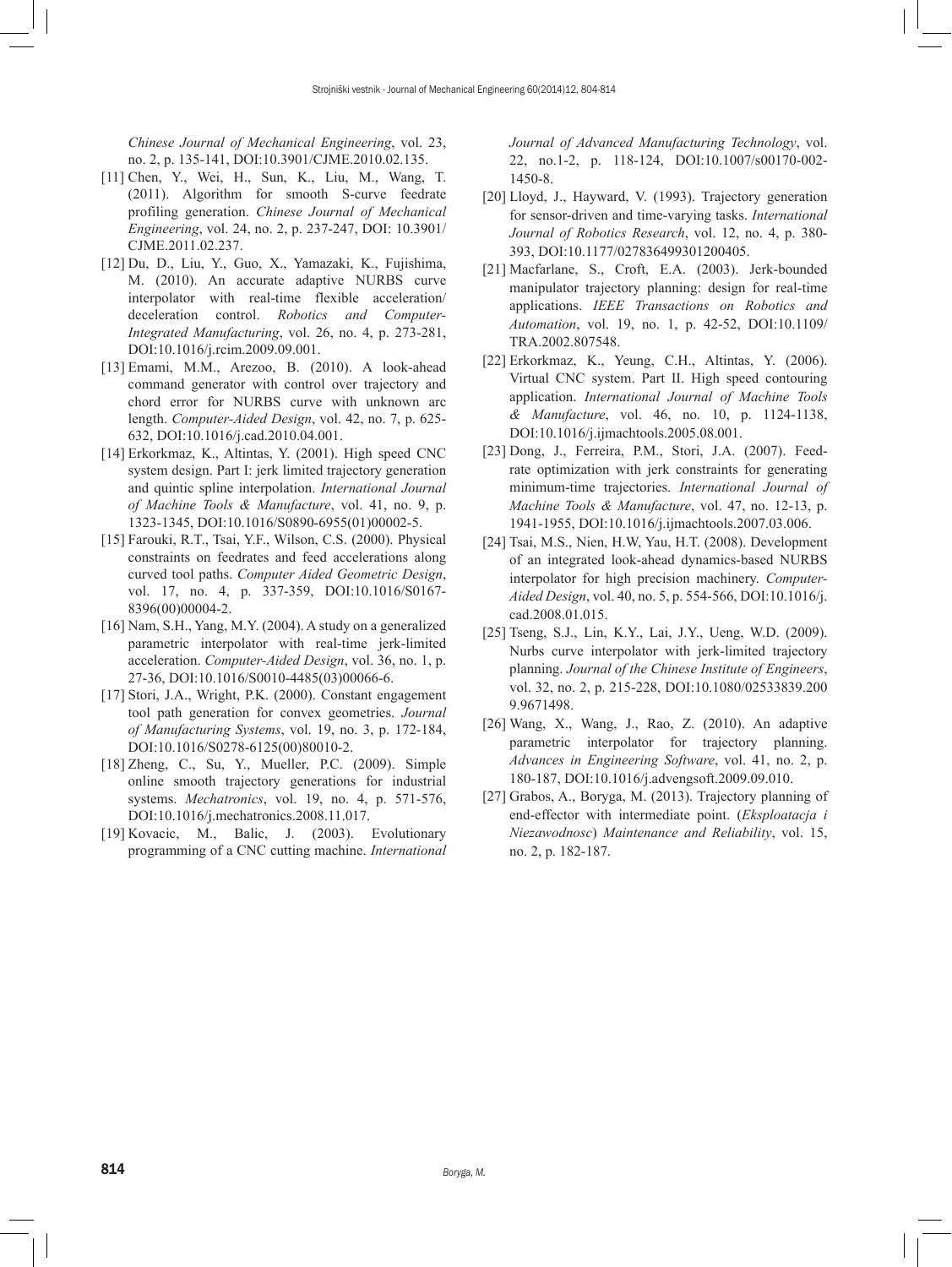*Chinese Journal of Mechanical Engineering*, vol. 23, no. 2, p. 135-141, DOI:10.3901/CJME.2010.02.135.

[11] Chen, Y., Wei, H., Sun, K., Liu, M., Wang, T. (2011). Algorithm for smooth S-curve feedrate profiling generation. *Chinese Journal of Mechanical Engineering*, vol. 24, no. 2, p. 237-247, DOI: 10.3901/CJME.2011.02.237.

[12] Du, D., Liu, Y., Guo, X., Yamazaki, K., Fujishima, M. (2010). An accurate adaptive NURBS curve interpolator with real-time flexible acceleration/deceleration control. *Robotics and Computer-Integrated Manufacturing*, vol. 26, no. 4, p. 273-281, DOI:10.1016/j.rcim.2009.09.001.

[13] Emami, M.M., Arezoo, B. (2010). A look-ahead command generator with control over trajectory and chord error for NURBS curve with unknown arc length. *Computer-Aided Design*, vol. 42, no. 7, p. 625-632, DOI:10.1016/j.cad.2010.04.001.

[14] Erkorkmaz, K., Altintas, Y. (2001). High speed CNC system design. Part I: jerk limited trajectory generation and quintic spline interpolation. *International Journal of Machine Tools & Manufacture*, vol. 41, no. 9, p. 1323-1345, DOI:10.1016/S0890-6955(01)00002-5.

[15] Farouki, R.T., Tsai, Y.F., Wilson, C.S. (2000). Physical constraints on feedrates and feed accelerations along curved tool paths. *Computer Aided Geometric Design*, vol. 17, no. 4, p. 337-359, DOI:10.1016/S0167-8396(00)00004-2.

[16] Nam, S.H., Yang, M.Y. (2004). A study on a generalized parametric interpolator with real-time jerk-limited acceleration. *Computer-Aided Design*, vol. 36, no. 1, p. 27-36, DOI:10.1016/S0010-4485(03)00066-6.

[17] Stori, J.A., Wright, P.K. (2000). Constant engagement tool path generation for convex geometries. *Journal of Manufacturing Systems*, vol. 19, no. 3, p. 172-184, DOI:10.1016/S0278-6125(00)80010-2.

[18] Zheng, C., Su, Y., Mueller, P.C. (2009). Simple online smooth trajectory generations for industrial systems. *Mechatronics*, vol. 19, no. 4, p. 571-576, DOI:10.1016/j.mechatronics.2008.11.017.

[19] Kovacic, M., Balic, J. (2003). Evolutionary programming of a CNC cutting machine. *International Journal of Advanced Manufacturing Technology*, vol. 22, no.1-2, p. 118-124, DOI:10.1007/s00170-002-1450-8.

[20] Lloyd, J., Hayward, V. (1993). Trajectory generation for sensor-driven and time-varying tasks. *International Journal of Robotics Research*, vol. 12, no. 4, p. 380-393, DOI:10.1177/027836499301200405.

[21] Macfarlane, S., Croft, E.A. (2003). Jerk-bounded manipulator trajectory planning: design for real-time applications. *IEEE Transactions on Robotics and Automation*, vol. 19, no. 1, p. 42-52, DOI:10.1109/TRA.2002.807548.

[22] Erkorkmaz, K., Yeung, C.H., Altintas, Y. (2006). Virtual CNC system. Part II. High speed contouring application. *International Journal of Machine Tools & Manufacture*, vol. 46, no. 10, p. 1124-1138, DOI:10.1016/j.ijmachtools.2005.08.001.

[23] Dong, J., Ferreira, P.M., Stori, J.A. (2007). Feed-rate optimization with jerk constraints for generating minimum-time trajectories. *International Journal of Machine Tools & Manufacture*, vol. 47, no. 12-13, p. 1941-1955, DOI:10.1016/j.ijmachtools.2007.03.006.

[24] Tsai, M.S., Nien, H.W, Yau, H.T. (2008). Development of an integrated look-ahead dynamics-based NURBS interpolator for high precision machinery. *Computer-Aided Design*, vol. 40, no. 5, p. 554-566, DOI:10.1016/j.cad.2008.01.015.

[25] Tseng, S.J., Lin, K.Y., Lai, J.Y., Ueng, W.D. (2009). Nurbs curve interpolator with jerk-limited trajectory planning. *Journal of the Chinese Institute of Engineers*, vol. 32, no. 2, p. 215-228, DOI:10.1080/02533839.2009.9671498.

[26] Wang, X., Wang, J., Rao, Z. (2010). An adaptive parametric interpolator for trajectory planning. *Advances in Engineering Software*, vol. 41, no. 2, p. 180-187, DOI:10.1016/j.advengsoft.2009.09.010.

[27] Grabos, A., Boryga, M. (2013). Trajectory planning of end-effector with intermediate point. (*Eksploatacja i Niezawodnosc*) *Maintenance and Reliability*, vol. 15, no. 2, p. 182-187.